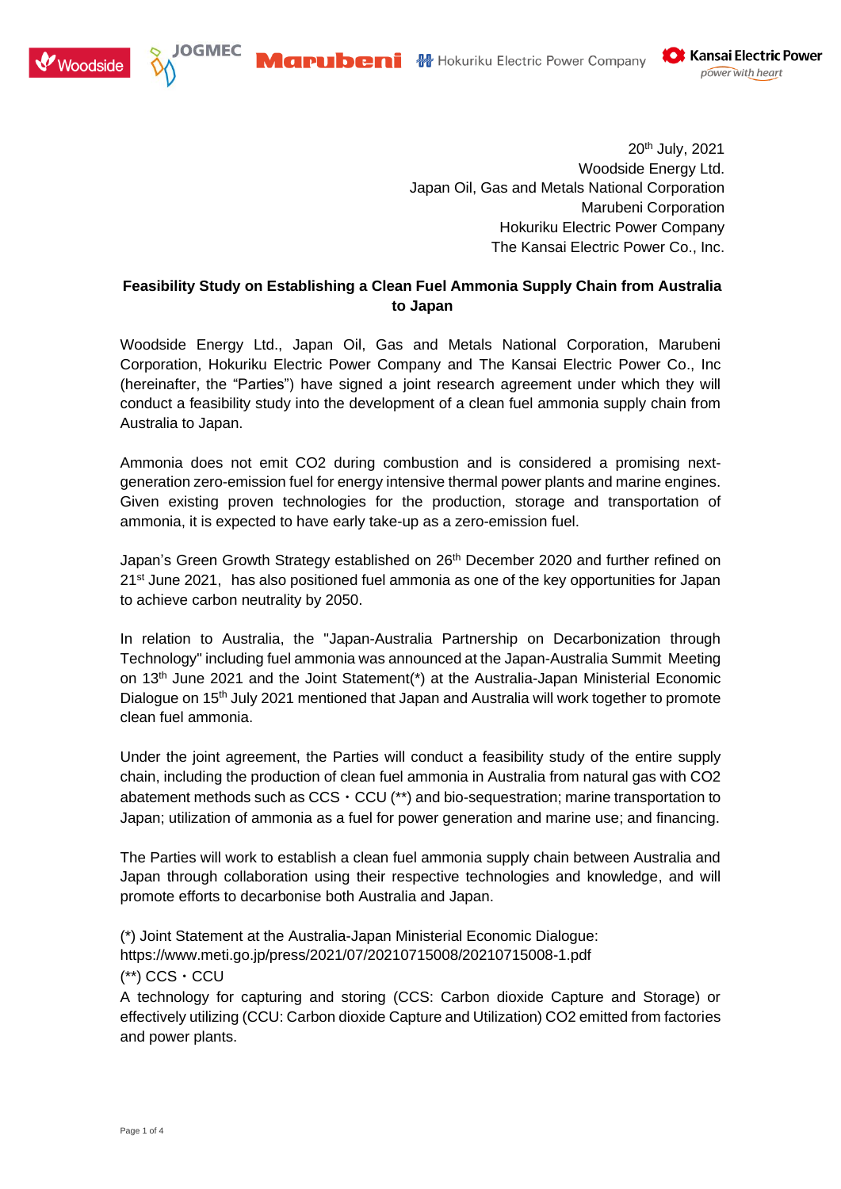20th July, 2021
Woodside Energy Ltd.
Japan Oil, Gas and Metals National Corporation
Marubeni Corporation
Hokuriku Electric Power Company
The Kansai Electric Power Co., Inc.

**Feasibility Study on Establishing a Clean Fuel Ammonia Supply Chain from Australia to Japan**

Woodside Energy Ltd., Japan Oil, Gas and Metals National Corporation, Marubeni Corporation, Hokuriku Electric Power Company and The Kansai Electric Power Co., Inc (hereinafter, the "Parties") have signed a joint research agreement under which they will conduct a feasibility study into the development of a clean fuel ammonia supply chain from Australia to Japan.

Ammonia does not emit CO2 during combustion and is considered a promising next-generation zero-emission fuel for energy intensive thermal power plants and marine engines. Given existing proven technologies for the production, storage and transportation of ammonia, it is expected to have early take-up as a zero-emission fuel.

Japan's Green Growth Strategy established on 26th December 2020 and further refined on 21st June 2021, has also positioned fuel ammonia as one of the key opportunities for Japan to achieve carbon neutrality by 2050.

In relation to Australia, the "Japan-Australia Partnership on Decarbonization through Technology" including fuel ammonia was announced at the Japan-Australia Summit Meeting on 13th June 2021 and the Joint Statement(*) at the Australia-Japan Ministerial Economic Dialogue on 15th July 2021 mentioned that Japan and Australia will work together to promote clean fuel ammonia.

Under the joint agreement, the Parties will conduct a feasibility study of the entire supply chain, including the production of clean fuel ammonia in Australia from natural gas with CO2 abatement methods such as CCS・CCU (**) and bio-sequestration; marine transportation to Japan; utilization of ammonia as a fuel for power generation and marine use; and financing.

The Parties will work to establish a clean fuel ammonia supply chain between Australia and Japan through collaboration using their respective technologies and knowledge, and will promote efforts to decarbonise both Australia and Japan.

(*) Joint Statement at the Australia-Japan Ministerial Economic Dialogue:
https://www.meti.go.jp/press/2021/07/20210715008/20210715008-1.pdf
(**) CCS・CCU
A technology for capturing and storing (CCS: Carbon dioxide Capture and Storage) or effectively utilizing (CCU: Carbon dioxide Capture and Utilization) CO2 emitted from factories and power plants.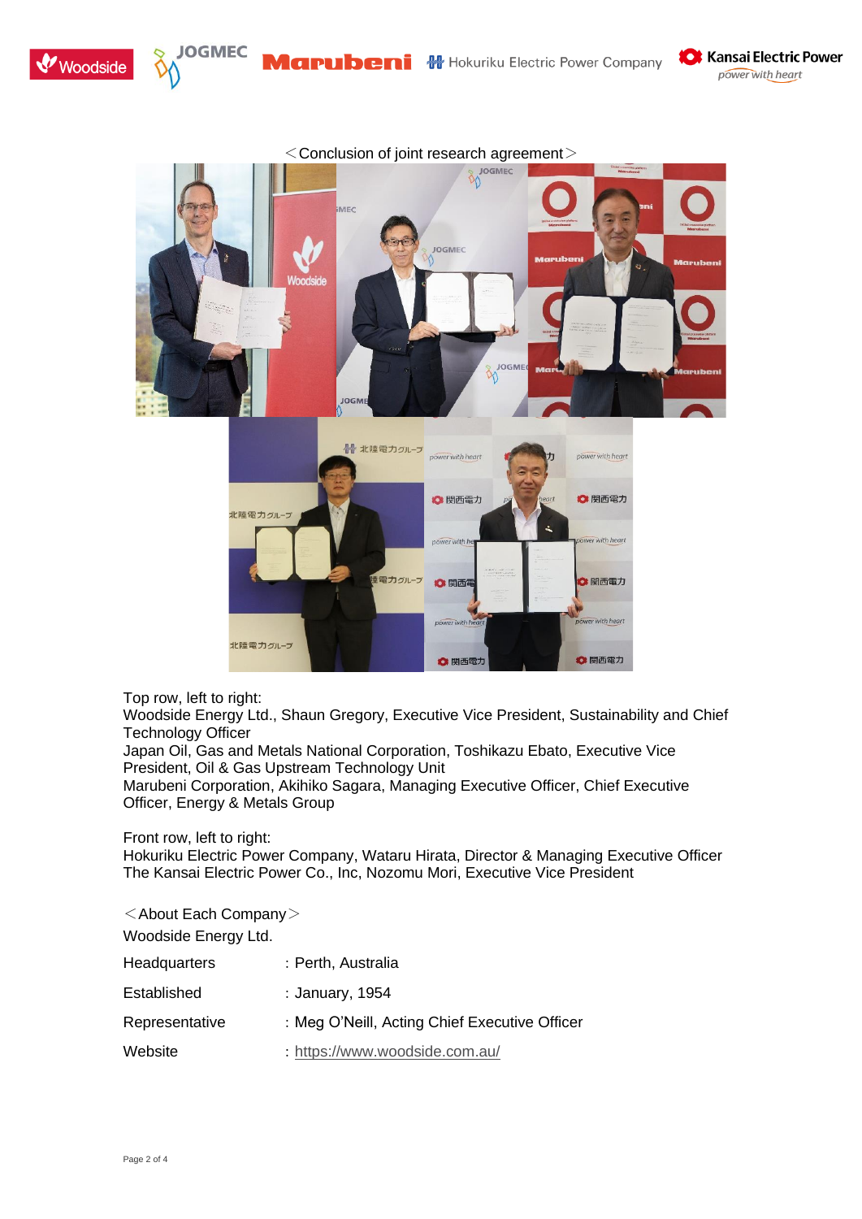＜Conclusion of joint research agreement＞

Top row, left to right:
Woodside Energy Ltd., Shaun Gregory, Executive Vice President, Sustainability and Chief Technology Officer
Japan Oil, Gas and Metals National Corporation, Toshikazu Ebato, Executive Vice President, Oil & Gas Upstream Technology Unit
Marubeni Corporation, Akihiko Sagara, Managing Executive Officer, Chief Executive Officer, Energy & Metals Group

Front row, left to right:
Hokuriku Electric Power Company, Wataru Hirata, Director & Managing Executive Officer
The Kansai Electric Power Co., Inc, Nozomu Mori, Executive Vice President

＜About Each Company＞

Woodside Energy Ltd.

| | |
|---|---|
| Headquarters | : Perth, Australia |
| Established | : January, 1954 |
| Representative | : Meg O'Neill, Acting Chief Executive Officer |
| Website | : https://www.woodside.com.au/ |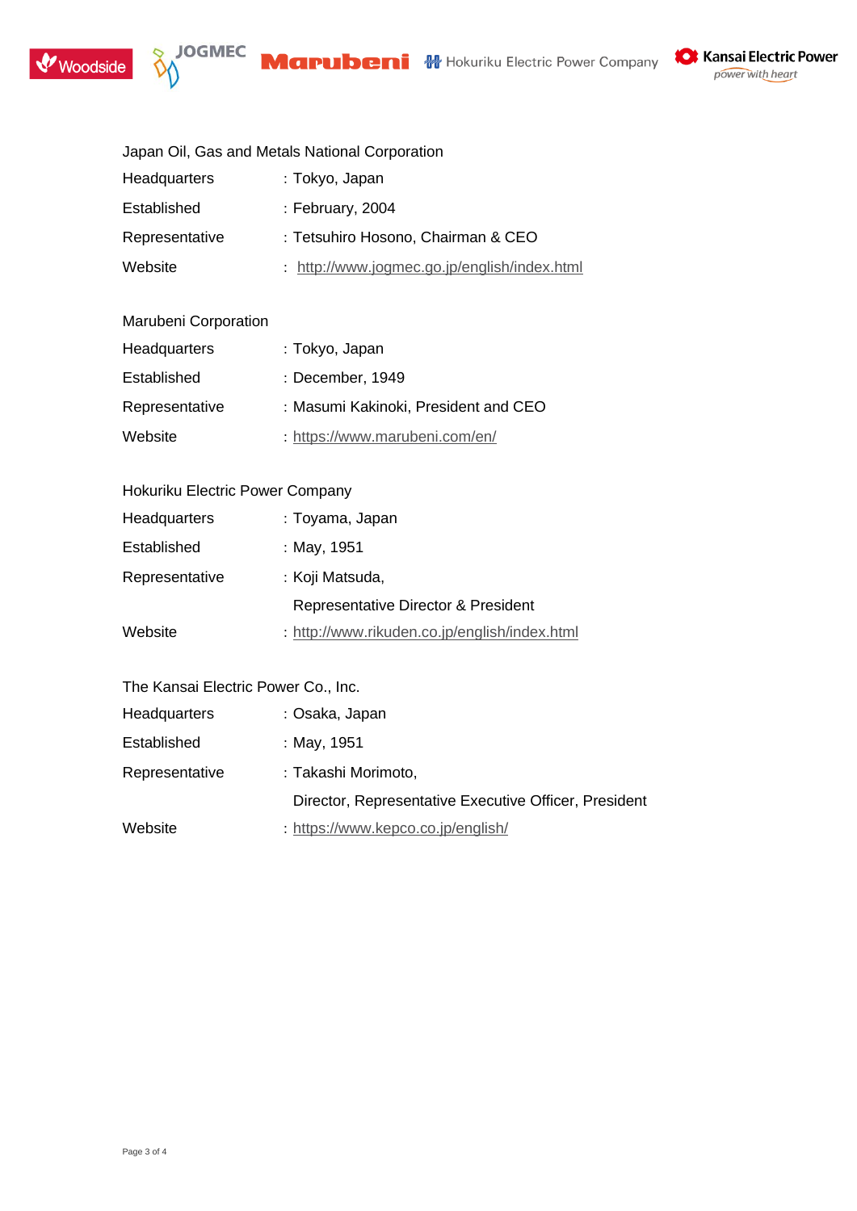Japan Oil, Gas and Metals National Corporation

| | |
|---|---|
| Headquarters | : Tokyo, Japan |
| Established | : February, 2004 |
| Representative | : Tetsuhiro Hosono, Chairman & CEO |
| Website | : http://www.jogmec.go.jp/english/index.html |

Marubeni Corporation

| | |
|---|---|
| Headquarters | : Tokyo, Japan |
| Established | : December, 1949 |
| Representative | : Masumi Kakinoki, President and CEO |
| Website | : https://www.marubeni.com/en/ |

Hokuriku Electric Power Company

| | |
|---|---|
| Headquarters | : Toyama, Japan |
| Established | : May, 1951 |
| Representative | : Koji Matsuda, Representative Director & President |
| Website | : http://www.rikuden.co.jp/english/index.html |

The Kansai Electric Power Co., Inc.

| | |
|---|---|
| Headquarters | : Osaka, Japan |
| Established | : May, 1951 |
| Representative | : Takashi Morimoto, Director, Representative Executive Officer, President |
| Website | : https://www.kepco.co.jp/english/ |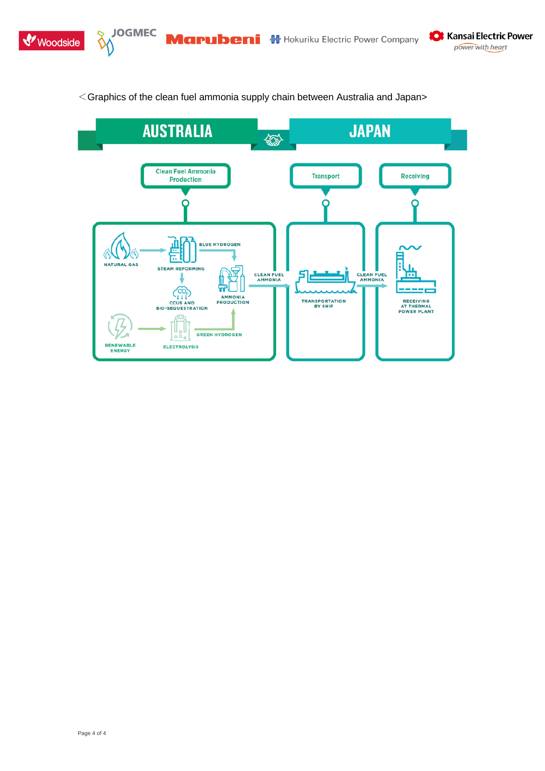Woodside JOGMEC Marubeni Hokuriku Electric Power Company Kansai Electric Power *power with heart*

＜Graphics of the clean fuel ammonia supply chain between Australia and Japan>

AUSTRALIA

JAPAN

Clean Fuel Ammonia Production

Transport

Receiving

NATURAL GAS

STEAM REFORMING

BLUE HYDROGEN

CCUS AND BIO-SEQUESTRATION

AMMONIA PRODUCTION

RENEWABLE ENERGY

ELECTROLYSIS

GREEN HYDROGEN

CLEAN FUEL AMMONIA

TRANSPORTATION BY SHIP

CLEAN FUEL AMMONIA

RECEIVING AT THERMAL POWER PLANT